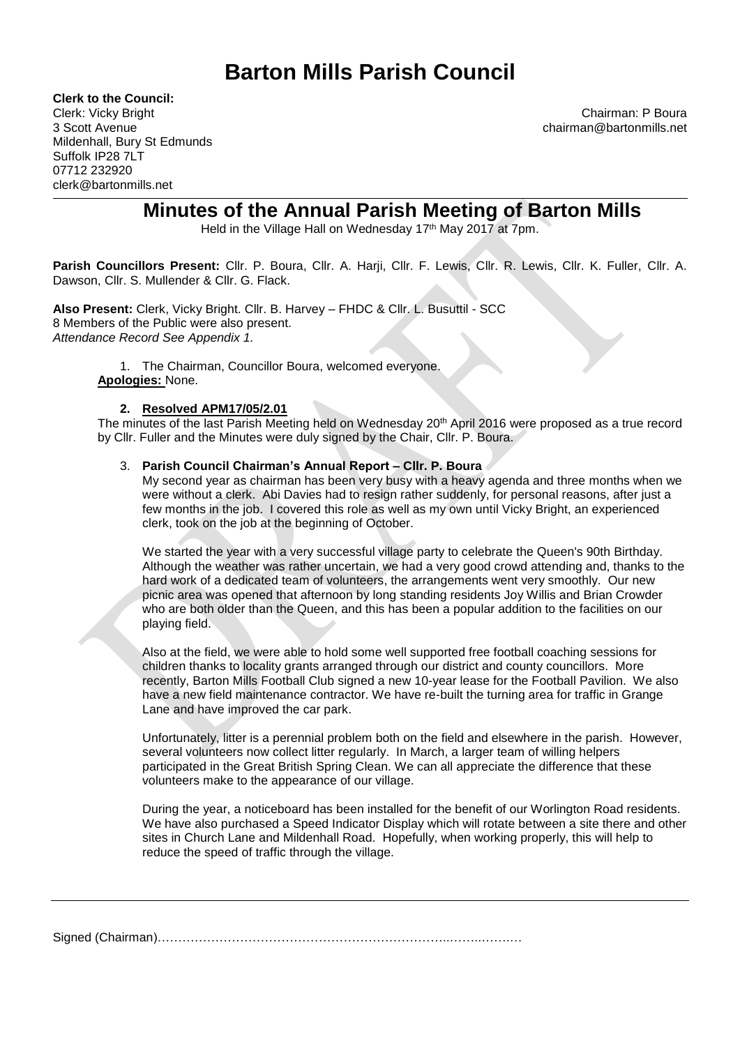# Barton Mills Parish Council

**Clerk to the Council:**
Clerk: Vicky Bright
3 Scott Avenue
Mildenhall, Bury St Edmunds
Suffolk IP28 7LT
07712 232920
clerk@bartonmills.net

Chairman: P Boura
chairman@bartonmills.net

## Minutes of the Annual Parish Meeting of Barton Mills

Held in the Village Hall on Wednesday 17th May 2017 at 7pm.

**Parish Councillors Present:** Cllr. P. Boura, Cllr. A. Harji, Cllr. F. Lewis, Cllr. R. Lewis, Cllr. K. Fuller, Cllr. A. Dawson, Cllr. S. Mullender & Cllr. G. Flack.

**Also Present:** Clerk, Vicky Bright. Cllr. B. Harvey – FHDC & Cllr. L. Busuttil - SCC
8 Members of the Public were also present.
*Attendance Record See Appendix 1.*

1. The Chairman, Councillor Boura, welcomed everyone.

**Apologies:** None.

2. **Resolved APM17/05/2.01**

The minutes of the last Parish Meeting held on Wednesday 20th April 2016 were proposed as a true record by Cllr. Fuller and the Minutes were duly signed by the Chair, Cllr. P. Boura.

3. **Parish Council Chairman's Annual Report – Cllr. P. Boura**

My second year as chairman has been very busy with a heavy agenda and three months when we were without a clerk. Abi Davies had to resign rather suddenly, for personal reasons, after just a few months in the job. I covered this role as well as my own until Vicky Bright, an experienced clerk, took on the job at the beginning of October.

We started the year with a very successful village party to celebrate the Queen's 90th Birthday. Although the weather was rather uncertain, we had a very good crowd attending and, thanks to the hard work of a dedicated team of volunteers, the arrangements went very smoothly. Our new picnic area was opened that afternoon by long standing residents Joy Willis and Brian Crowder who are both older than the Queen, and this has been a popular addition to the facilities on our playing field.

Also at the field, we were able to hold some well supported free football coaching sessions for children thanks to locality grants arranged through our district and county councillors. More recently, Barton Mills Football Club signed a new 10-year lease for the Football Pavilion. We also have a new field maintenance contractor. We have re-built the turning area for traffic in Grange Lane and have improved the car park.

Unfortunately, litter is a perennial problem both on the field and elsewhere in the parish. However, several volunteers now collect litter regularly. In March, a larger team of willing helpers participated in the Great British Spring Clean. We can all appreciate the difference that these volunteers make to the appearance of our village.

During the year, a noticeboard has been installed for the benefit of our Worlington Road residents. We have also purchased a Speed Indicator Display which will rotate between a site there and other sites in Church Lane and Mildenhall Road. Hopefully, when working properly, this will help to reduce the speed of traffic through the village.

Signed (Chairman)………………………………………………………………..……..……..…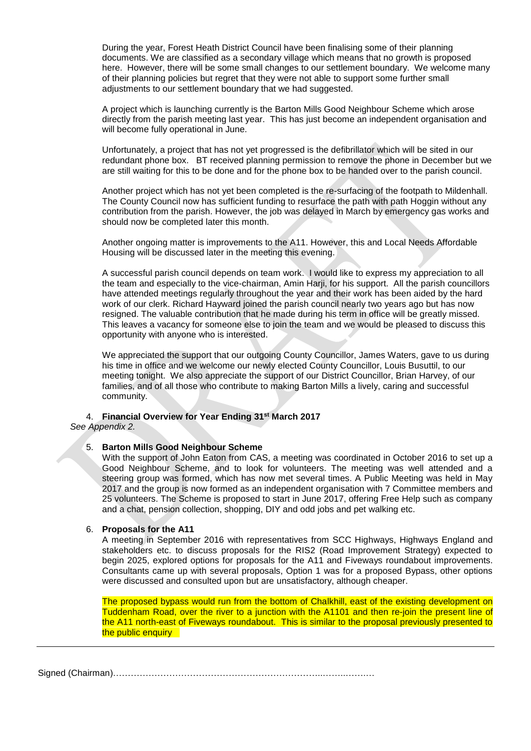During the year, Forest Heath District Council have been finalising some of their planning documents. We are classified as a secondary village which means that no growth is proposed here. However, there will be some small changes to our settlement boundary. We welcome many of their planning policies but regret that they were not able to support some further small adjustments to our settlement boundary that we had suggested.

A project which is launching currently is the Barton Mills Good Neighbour Scheme which arose directly from the parish meeting last year. This has just become an independent organisation and will become fully operational in June.

Unfortunately, a project that has not yet progressed is the defibrillator which will be sited in our redundant phone box. BT received planning permission to remove the phone in December but we are still waiting for this to be done and for the phone box to be handed over to the parish council.

Another project which has not yet been completed is the re-surfacing of the footpath to Mildenhall. The County Council now has sufficient funding to resurface the path with path Hoggin without any contribution from the parish. However, the job was delayed in March by emergency gas works and should now be completed later this month.

Another ongoing matter is improvements to the A11. However, this and Local Needs Affordable Housing will be discussed later in the meeting this evening.

A successful parish council depends on team work. I would like to express my appreciation to all the team and especially to the vice-chairman, Amin Harji, for his support. All the parish councillors have attended meetings regularly throughout the year and their work has been aided by the hard work of our clerk. Richard Hayward joined the parish council nearly two years ago but has now resigned. The valuable contribution that he made during his term in office will be greatly missed. This leaves a vacancy for someone else to join the team and we would be pleased to discuss this opportunity with anyone who is interested.

We appreciated the support that our outgoing County Councillor, James Waters, gave to us during his time in office and we welcome our newly elected County Councillor, Louis Busuttil, to our meeting tonight. We also appreciate the support of our District Councillor, Brian Harvey, of our families, and of all those who contribute to making Barton Mills a lively, caring and successful community.

4. **Financial Overview for Year Ending 31st March 2017**

*See Appendix 2.*

5. **Barton Mills Good Neighbour Scheme**

With the support of John Eaton from CAS, a meeting was coordinated in October 2016 to set up a Good Neighbour Scheme, and to look for volunteers. The meeting was well attended and a steering group was formed, which has now met several times. A Public Meeting was held in May 2017 and the group is now formed as an independent organisation with 7 Committee members and 25 volunteers. The Scheme is proposed to start in June 2017, offering Free Help such as company and a chat, pension collection, shopping, DIY and odd jobs and pet walking etc.

6. **Proposals for the A11**

A meeting in September 2016 with representatives from SCC Highways, Highways England and stakeholders etc. to discuss proposals for the RIS2 (Road Improvement Strategy) expected to begin 2025, explored options for proposals for the A11 and Fiveways roundabout improvements. Consultants came up with several proposals, Option 1 was for a proposed Bypass, other options were discussed and consulted upon but are unsatisfactory, although cheaper.

The proposed bypass would run from the bottom of Chalkhill, east of the existing development on Tuddenham Road, over the river to a junction with the A1101 and then re-join the present line of the A11 north-east of Fiveways roundabout. This is similar to the proposal previously presented to the public enquiry

Signed (Chairman)……………………………………………………………..……..……..…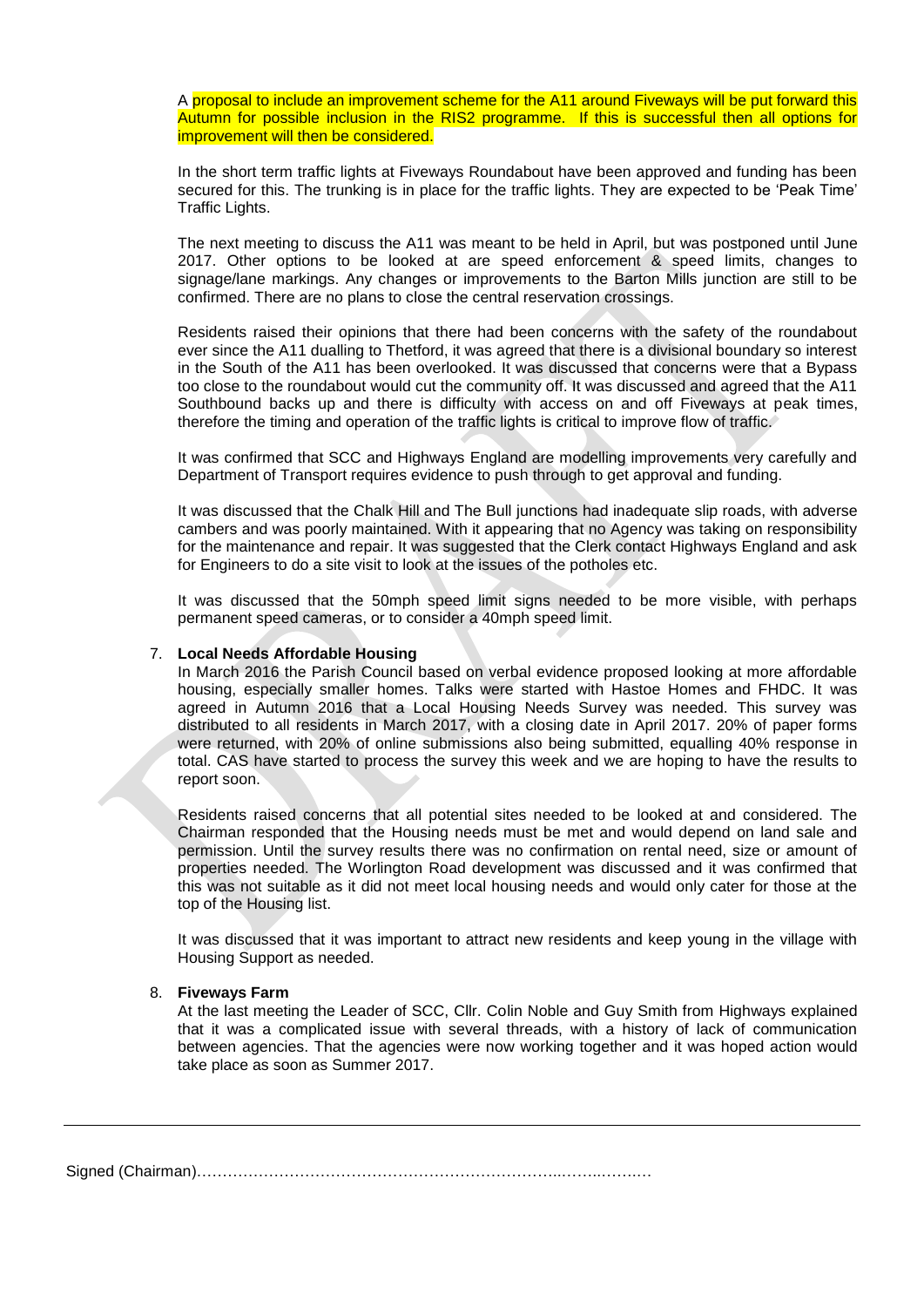A proposal to include an improvement scheme for the A11 around Fiveways will be put forward this Autumn for possible inclusion in the RIS2 programme. If this is successful then all options for improvement will then be considered.

In the short term traffic lights at Fiveways Roundabout have been approved and funding has been secured for this. The trunking is in place for the traffic lights. They are expected to be 'Peak Time' Traffic Lights.

The next meeting to discuss the A11 was meant to be held in April, but was postponed until June 2017. Other options to be looked at are speed enforcement & speed limits, changes to signage/lane markings. Any changes or improvements to the Barton Mills junction are still to be confirmed. There are no plans to close the central reservation crossings.

Residents raised their opinions that there had been concerns with the safety of the roundabout ever since the A11 dualling to Thetford, it was agreed that there is a divisional boundary so interest in the South of the A11 has been overlooked. It was discussed that concerns were that a Bypass too close to the roundabout would cut the community off. It was discussed and agreed that the A11 Southbound backs up and there is difficulty with access on and off Fiveways at peak times, therefore the timing and operation of the traffic lights is critical to improve flow of traffic.

It was confirmed that SCC and Highways England are modelling improvements very carefully and Department of Transport requires evidence to push through to get approval and funding.

It was discussed that the Chalk Hill and The Bull junctions had inadequate slip roads, with adverse cambers and was poorly maintained. With it appearing that no Agency was taking on responsibility for the maintenance and repair. It was suggested that the Clerk contact Highways England and ask for Engineers to do a site visit to look at the issues of the potholes etc.

It was discussed that the 50mph speed limit signs needed to be more visible, with perhaps permanent speed cameras, or to consider a 40mph speed limit.

7. **Local Needs Affordable Housing**

In March 2016 the Parish Council based on verbal evidence proposed looking at more affordable housing, especially smaller homes. Talks were started with Hastoe Homes and FHDC. It was agreed in Autumn 2016 that a Local Housing Needs Survey was needed. This survey was distributed to all residents in March 2017, with a closing date in April 2017. 20% of paper forms were returned, with 20% of online submissions also being submitted, equalling 40% response in total. CAS have started to process the survey this week and we are hoping to have the results to report soon.

Residents raised concerns that all potential sites needed to be looked at and considered. The Chairman responded that the Housing needs must be met and would depend on land sale and permission. Until the survey results there was no confirmation on rental need, size or amount of properties needed. The Worlington Road development was discussed and it was confirmed that this was not suitable as it did not meet local housing needs and would only cater for those at the top of the Housing list.

It was discussed that it was important to attract new residents and keep young in the village with Housing Support as needed.

8. **Fiveways Farm**

At the last meeting the Leader of SCC, Cllr. Colin Noble and Guy Smith from Highways explained that it was a complicated issue with several threads, with a history of lack of communication between agencies. That the agencies were now working together and it was hoped action would take place as soon as Summer 2017.

---

Signed (Chairman)……………………………………………………………..……..…….…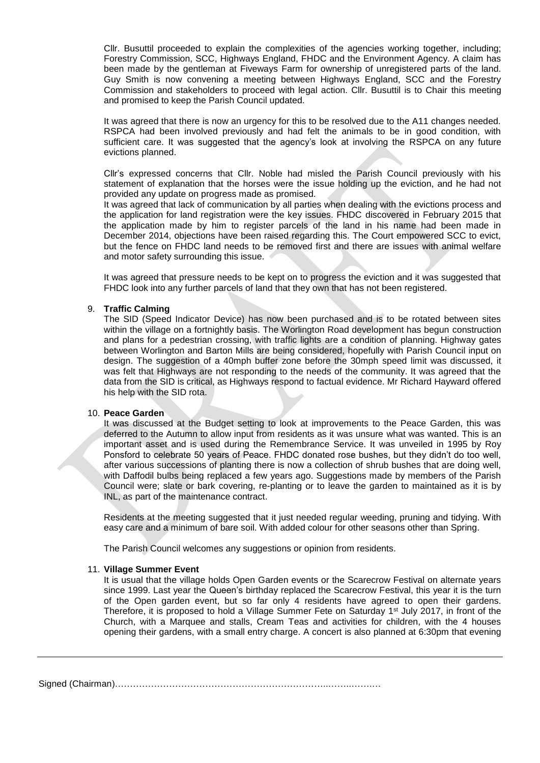Cllr. Busuttil proceeded to explain the complexities of the agencies working together, including; Forestry Commission, SCC, Highways England, FHDC and the Environment Agency. A claim has been made by the gentleman at Fiveways Farm for ownership of unregistered parts of the land. Guy Smith is now convening a meeting between Highways England, SCC and the Forestry Commission and stakeholders to proceed with legal action. Cllr. Busuttil is to Chair this meeting and promised to keep the Parish Council updated.

It was agreed that there is now an urgency for this to be resolved due to the A11 changes needed. RSPCA had been involved previously and had felt the animals to be in good condition, with sufficient care. It was suggested that the agency's look at involving the RSPCA on any future evictions planned.

Cllr's expressed concerns that Cllr. Noble had misled the Parish Council previously with his statement of explanation that the horses were the issue holding up the eviction, and he had not provided any update on progress made as promised.
It was agreed that lack of communication by all parties when dealing with the evictions process and the application for land registration were the key issues. FHDC discovered in February 2015 that the application made by him to register parcels of the land in his name had been made in December 2014, objections have been raised regarding this. The Court empowered SCC to evict, but the fence on FHDC land needs to be removed first and there are issues with animal welfare and motor safety surrounding this issue.

It was agreed that pressure needs to be kept on to progress the eviction and it was suggested that FHDC look into any further parcels of land that they own that has not been registered.

9. **Traffic Calming**
   The SID (Speed Indicator Device) has now been purchased and is to be rotated between sites within the village on a fortnightly basis. The Worlington Road development has begun construction and plans for a pedestrian crossing, with traffic lights are a condition of planning. Highway gates between Worlington and Barton Mills are being considered, hopefully with Parish Council input on design. The suggestion of a 40mph buffer zone before the 30mph speed limit was discussed, it was felt that Highways are not responding to the needs of the community. It was agreed that the data from the SID is critical, as Highways respond to factual evidence. Mr Richard Hayward offered his help with the SID rota.

10. **Peace Garden**
    It was discussed at the Budget setting to look at improvements to the Peace Garden, this was deferred to the Autumn to allow input from residents as it was unsure what was wanted. This is an important asset and is used during the Remembrance Service. It was unveiled in 1995 by Roy Ponsford to celebrate 50 years of Peace. FHDC donated rose bushes, but they didn't do too well, after various successions of planting there is now a collection of shrub bushes that are doing well, with Daffodil bulbs being replaced a few years ago. Suggestions made by members of the Parish Council were; slate or bark covering, re-planting or to leave the garden to maintained as it is by INL, as part of the maintenance contract.

    Residents at the meeting suggested that it just needed regular weeding, pruning and tidying. With easy care and a minimum of bare soil. With added colour for other seasons other than Spring.

    The Parish Council welcomes any suggestions or opinion from residents.

11. **Village Summer Event**
    It is usual that the village holds Open Garden events or the Scarecrow Festival on alternate years since 1999. Last year the Queen's birthday replaced the Scarecrow Festival, this year it is the turn of the Open garden event, but so far only 4 residents have agreed to open their gardens. Therefore, it is proposed to hold a Village Summer Fete on Saturday 1st July 2017, in front of the Church, with a Marquee and stalls, Cream Teas and activities for children, with the 4 houses opening their gardens, with a small entry charge. A concert is also planned at 6:30pm that evening

Signed (Chairman)…………………………………………………………………………………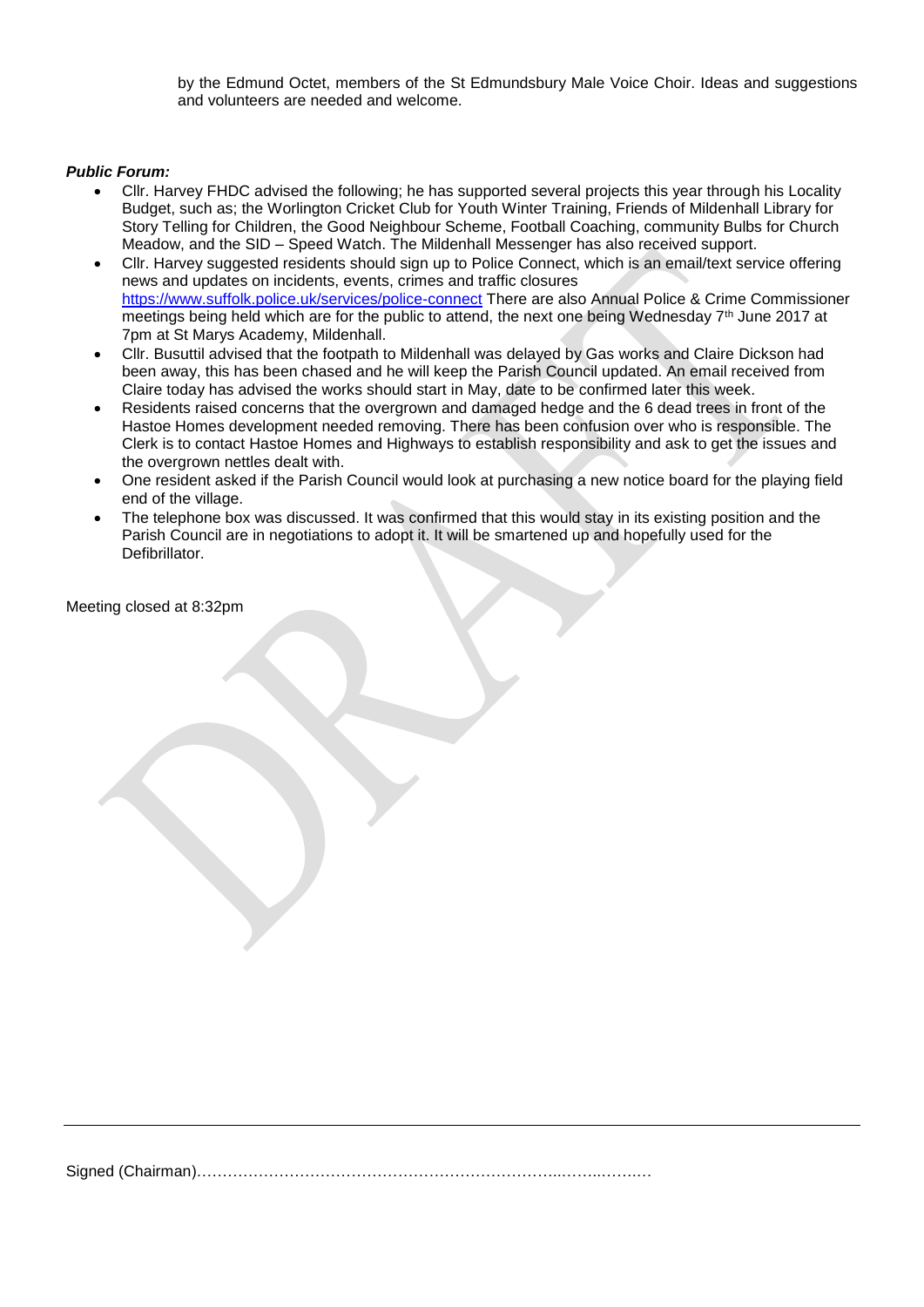by the Edmund Octet, members of the St Edmundsbury Male Voice Choir. Ideas and suggestions and volunteers are needed and welcome.

***Public Forum:***

- Cllr. Harvey FHDC advised the following; he has supported several projects this year through his Locality Budget, such as; the Worlington Cricket Club for Youth Winter Training, Friends of Mildenhall Library for Story Telling for Children, the Good Neighbour Scheme, Football Coaching, community Bulbs for Church Meadow, and the SID – Speed Watch. The Mildenhall Messenger has also received support.
- Cllr. Harvey suggested residents should sign up to Police Connect, which is an email/text service offering news and updates on incidents, events, crimes and traffic closures https://www.suffolk.police.uk/services/police-connect There are also Annual Police & Crime Commissioner meetings being held which are for the public to attend, the next one being Wednesday 7th June 2017 at 7pm at St Marys Academy, Mildenhall.
- Cllr. Busuttil advised that the footpath to Mildenhall was delayed by Gas works and Claire Dickson had been away, this has been chased and he will keep the Parish Council updated. An email received from Claire today has advised the works should start in May, date to be confirmed later this week.
- Residents raised concerns that the overgrown and damaged hedge and the 6 dead trees in front of the Hastoe Homes development needed removing. There has been confusion over who is responsible. The Clerk is to contact Hastoe Homes and Highways to establish responsibility and ask to get the issues and the overgrown nettles dealt with.
- One resident asked if the Parish Council would look at purchasing a new notice board for the playing field end of the village.
- The telephone box was discussed. It was confirmed that this would stay in its existing position and the Parish Council are in negotiations to adopt it. It will be smartened up and hopefully used for the Defibrillator.

Meeting closed at 8:32pm

---

Signed (Chairman)……………………………………………………………..……..……..…